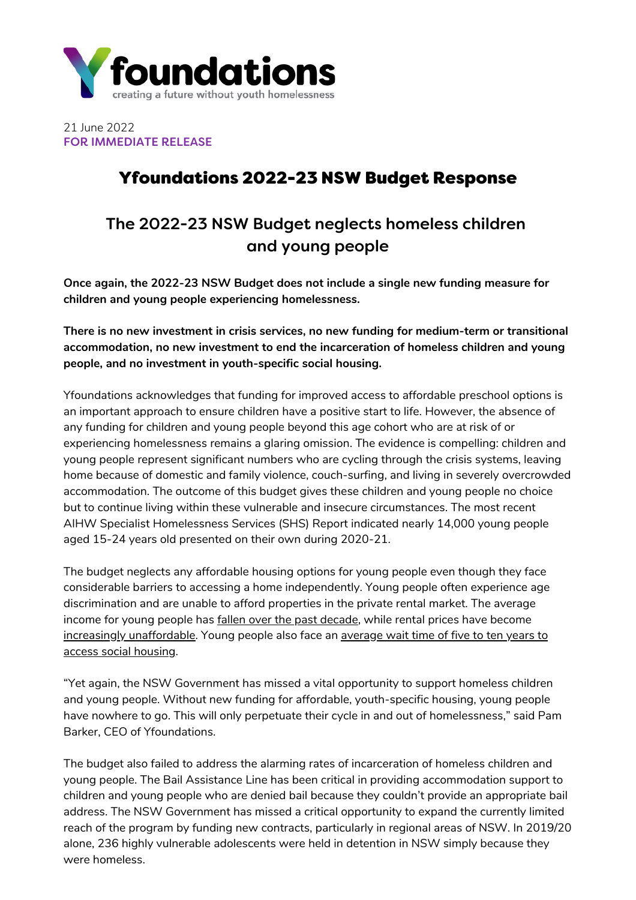# Yfoundations

creating a future without youth homelessness

21 June 2022
**FOR IMMEDIATE RELEASE**

# Yfoundations 2022-23 NSW Budget Response

## The 2022-23 NSW Budget neglects homeless children and young people

**Once again, the 2022-23 NSW Budget does not include a single new funding measure for children and young people experiencing homelessness.**

**There is no new investment in crisis services, no new funding for medium-term or transitional accommodation, no new investment to end the incarceration of homeless children and young people, and no investment in youth-specific social housing.**

Yfoundations acknowledges that funding for improved access to affordable preschool options is an important approach to ensure children have a positive start to life. However, the absence of any funding for children and young people beyond this age cohort who are at risk of or experiencing homelessness remains a glaring omission. The evidence is compelling: children and young people represent significant numbers who are cycling through the crisis systems, leaving home because of domestic and family violence, couch-surfing, and living in severely overcrowded accommodation. The outcome of this budget gives these children and young people no choice but to continue living within these vulnerable and insecure circumstances. The most recent AIHW Specialist Homelessness Services (SHS) Report indicated nearly 14,000 young people aged 15-24 years old presented on their own during 2020-21.

The budget neglects any affordable housing options for young people even though they face considerable barriers to accessing a home independently. Young people often experience age discrimination and are unable to afford properties in the private rental market. The average income for young people has fallen over the past decade, while rental prices have become increasingly unaffordable. Young people also face an average wait time of five to ten years to access social housing.

"Yet again, the NSW Government has missed a vital opportunity to support homeless children and young people. Without new funding for affordable, youth-specific housing, young people have nowhere to go. This will only perpetuate their cycle in and out of homelessness," said Pam Barker, CEO of Yfoundations.

The budget also failed to address the alarming rates of incarceration of homeless children and young people. The Bail Assistance Line has been critical in providing accommodation support to children and young people who are denied bail because they couldn't provide an appropriate bail address. The NSW Government has missed a critical opportunity to expand the currently limited reach of the program by funding new contracts, particularly in regional areas of NSW. In 2019/20 alone, 236 highly vulnerable adolescents were held in detention in NSW simply because they were homeless.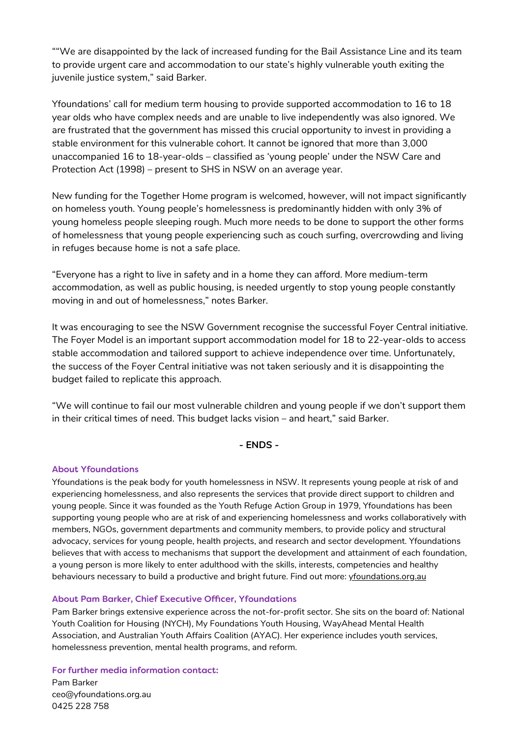""We are disappointed by the lack of increased funding for the Bail Assistance Line and its team to provide urgent care and accommodation to our state's highly vulnerable youth exiting the juvenile justice system," said Barker.

Yfoundations' call for medium term housing to provide supported accommodation to 16 to 18 year olds who have complex needs and are unable to live independently was also ignored. We are frustrated that the government has missed this crucial opportunity to invest in providing a stable environment for this vulnerable cohort. It cannot be ignored that more than 3,000 unaccompanied 16 to 18-year-olds – classified as 'young people' under the NSW Care and Protection Act (1998) – present to SHS in NSW on an average year.

New funding for the Together Home program is welcomed, however, will not impact significantly on homeless youth. Young people's homelessness is predominantly hidden with only 3% of young homeless people sleeping rough. Much more needs to be done to support the other forms of homelessness that young people experiencing such as couch surfing, overcrowding and living in refuges because home is not a safe place.

"Everyone has a right to live in safety and in a home they can afford. More medium-term accommodation, as well as public housing, is needed urgently to stop young people constantly moving in and out of homelessness," notes Barker.

It was encouraging to see the NSW Government recognise the successful Foyer Central initiative. The Foyer Model is an important support accommodation model for 18 to 22-year-olds to access stable accommodation and tailored support to achieve independence over time. Unfortunately, the success of the Foyer Central initiative was not taken seriously and it is disappointing the budget failed to replicate this approach.

"We will continue to fail our most vulnerable children and young people if we don't support them in their critical times of need. This budget lacks vision – and heart," said Barker.

**- ENDS -**

### About Yfoundations

Yfoundations is the peak body for youth homelessness in NSW. It represents young people at risk of and experiencing homelessness, and also represents the services that provide direct support to children and young people. Since it was founded as the Youth Refuge Action Group in 1979, Yfoundations has been supporting young people who are at risk of and experiencing homelessness and works collaboratively with members, NGOs, government departments and community members, to provide policy and structural advocacy, services for young people, health projects, and research and sector development. Yfoundations believes that with access to mechanisms that support the development and attainment of each foundation, a young person is more likely to enter adulthood with the skills, interests, competencies and healthy behaviours necessary to build a productive and bright future. Find out more: yfoundations.org.au

### About Pam Barker, Chief Executive Officer, Yfoundations

Pam Barker brings extensive experience across the not-for-profit sector. She sits on the board of: National Youth Coalition for Housing (NYCH), My Foundations Youth Housing, WayAhead Mental Health Association, and Australian Youth Affairs Coalition (AYAC). Her experience includes youth services, homelessness prevention, mental health programs, and reform.

### For further media information contact:

Pam Barker
ceo@yfoundations.org.au
0425 228 758